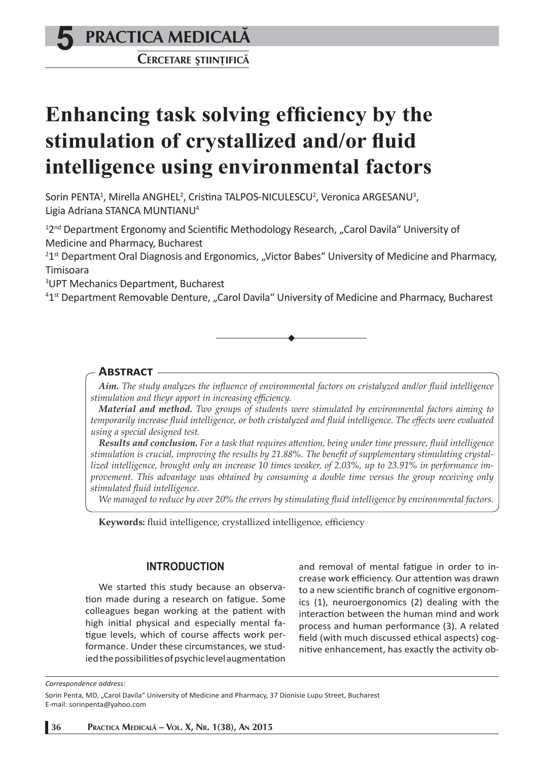# Enhancing task solving efficiency by the stimulation of crystallized and/or fluid intelligence using environmental factors

Sorin PENTA[1], Mirella ANGHEL[2], Cristina TALPOS-NICULESCU[2], Veronica ARGESANU[3], Ligia Adriana STANCA MUNTIANU[4]

[1]2nd Department Ergonomy and Scientific Methodology Research, „Carol Davila" University of Medicine and Pharmacy, Bucharest
[2]1st Department Oral Diagnosis and Ergonomics, „Victor Babes" University of Medicine and Pharmacy, Timisoara
[3]UPT Mechanics Department, Bucharest
[4]1st Department Removable Denture, „Carol Davila" University of Medicine and Pharmacy, Bucharest

## Abstract

***Aim.*** *The study analyzes the influence of environmental factors on cristalyzed and/or fluid intelligence stimulation and theyr apport in increasing efficiency.*

***Material and method.*** *Two groups of students were stimulated by environmental factors aiming to temporarily increase fluid intelligence, or both cristalyzed and fluid intelligence. The effects were evaluated using a special designed test.*

***Results and conclusion.*** *For a task that requires attention, being under time pressure, fluid intelligence stimulation is crucial, improving the results by 21.88%. The benefit of supplementary stimulating crystallized intelligence, brought only an increase 10 times weaker, of 2.03%, up to 23.91% in performance improvement. This advantage was obtained by consuming a double time versus the group receiving only stimulated fluid intelligence.*

*We managed to reduce by over 20% the errors by stimulating fluid intelligence by environmental factors.*

**Keywords:** fluid intelligence, crystallized intelligence, efficiency

## INTRODUCTION

We started this study because an observation made during a research on fatigue. Some colleagues began working at the patient with high initial physical and especially mental fatigue levels, which of course affects work performance. Under these circumstances, we studied the possibilities of psychic level augmentation and removal of mental fatigue in order to increase work efficiency. Our attention was drawn to a new scientific branch of cognitive ergonomics (1), neuroergonomics (2) dealing with the interaction between the human mind and work process and human performance (3). A related field (with much discussed ethical aspects) cognitive enhancement, has exactly the activity ob-

*Correspondence address:*

Sorin Penta, MD, „Carol Davila" University of Medicine and Pharmacy, 37 Dionisie Lupu Street, Bucharest
E-mail: sorinpenta@yahoo.com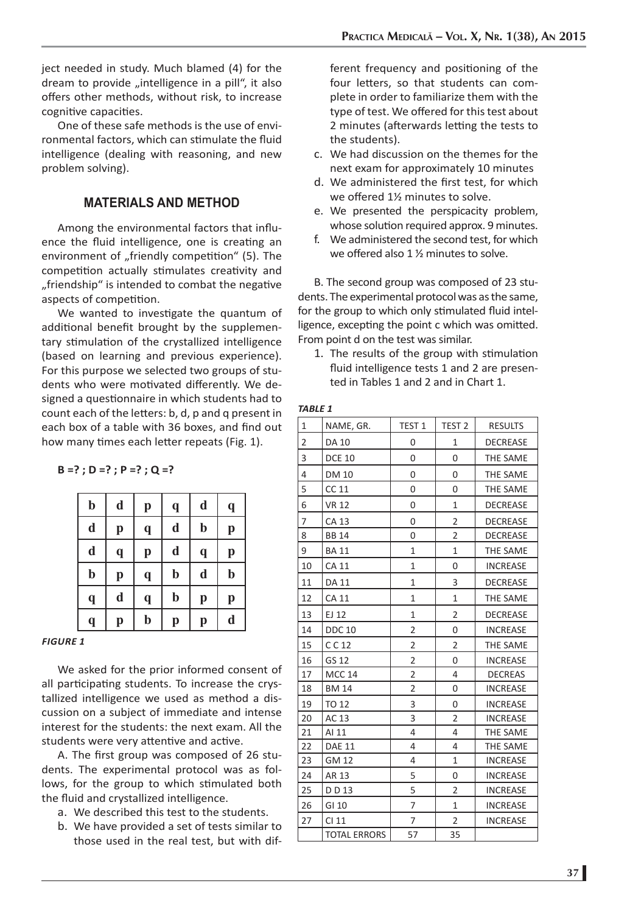ject needed in study. Much blamed (4) for the dream to provide „intelligence in a pill", it also offers other methods, without risk, to increase cognitive capacities.

One of these safe methods is the use of environmental factors, which can stimulate the fluid intelligence (dealing with reasoning, and new problem solving).

## MATERIALS AND METHOD

Among the environmental factors that influence the fluid intelligence, one is creating an environment of „friendly competition" (5). The competition actually stimulates creativity and „friendship" is intended to combat the negative aspects of competition.

We wanted to investigate the quantum of additional benefit brought by the supplementary stimulation of the crystallized intelligence (based on learning and previous experience). For this purpose we selected two groups of students who were motivated differently. We designed a questionnaire in which students had to count each of the letters: b, d, p and q present in each box of a table with 36 boxes, and find out how many times each letter repeats (Fig. 1).

**B =? ; D =? ; P =? ; Q =?**

| b | d | p | q | d | q |
|---|---|---|---|---|---|
| d | p | q | d | b | p |
| d | q | p | d | q | p |
| b | p | q | b | d | b |
| q | d | q | b | p | p |
| q | p | b | p | p | d |

***FIGURE 1***

We asked for the prior informed consent of all participating students. To increase the crystallized intelligence we used as method a discussion on a subject of immediate and intense interest for the students: the next exam. All the students were very attentive and active.

A. The first group was composed of 26 students. The experimental protocol was as follows, for the group to which stimulated both the fluid and crystallized intelligence.

a. We described this test to the students.
b. We have provided a set of tests similar to those used in the real test, but with different frequency and positioning of the four letters, so that students can complete in order to familiarize them with the type of test. We offered for this test about 2 minutes (afterwards letting the tests to the students).
c. We had discussion on the themes for the next exam for approximately 10 minutes
d. We administered the first test, for which we offered 1½ minutes to solve.
e. We presented the perspicacity problem, whose solution required approx. 9 minutes.
f. We administered the second test, for which we offered also 1 ½ minutes to solve.

B. The second group was composed of 23 students. The experimental protocol was as the same, for the group to which only stimulated fluid intelligence, excepting the point c which was omitted. From point d on the test was similar.

1. The results of the group with stimulation fluid intelligence tests 1 and 2 are presented in Tables 1 and 2 and in Chart 1.

***TABLE 1***

| 1 | NAME, GR. | TEST 1 | TEST 2 | RESULTS |
|---|---|---|---|---|
| 2 | DA 10 | 0 | 1 | DECREASE |
| 3 | DCE 10 | 0 | 0 | THE SAME |
| 4 | DM 10 | 0 | 0 | THE SAME |
| 5 | CC 11 | 0 | 0 | THE SAME |
| 6 | VR 12 | 0 | 1 | DECREASE |
| 7 | CA 13 | 0 | 2 | DECREASE |
| 8 | BB 14 | 0 | 2 | DECREASE |
| 9 | BA 11 | 1 | 1 | THE SAME |
| 10 | CA 11 | 1 | 0 | INCREASE |
| 11 | DA 11 | 1 | 3 | DECREASE |
| 12 | CA 11 | 1 | 1 | THE SAME |
| 13 | EJ 12 | 1 | 2 | DECREASE |
| 14 | DDC 10 | 2 | 0 | INCREASE |
| 15 | C C 12 | 2 | 2 | THE SAME |
| 16 | GS 12 | 2 | 0 | INCREASE |
| 17 | MCC 14 | 2 | 4 | DECREAS |
| 18 | BM 14 | 2 | 0 | INCREASE |
| 19 | TO 12 | 3 | 0 | INCREASE |
| 20 | AC 13 | 3 | 2 | INCREASE |
| 21 | AI 11 | 4 | 4 | THE SAME |
| 22 | DAE 11 | 4 | 4 | THE SAME |
| 23 | GM 12 | 4 | 1 | INCREASE |
| 24 | AR 13 | 5 | 0 | INCREASE |
| 25 | D D 13 | 5 | 2 | INCREASE |
| 26 | GI 10 | 7 | 1 | INCREASE |
| 27 | CI 11 | 7 | 2 | INCREASE |
| | TOTAL ERRORS | 57 | 35 | |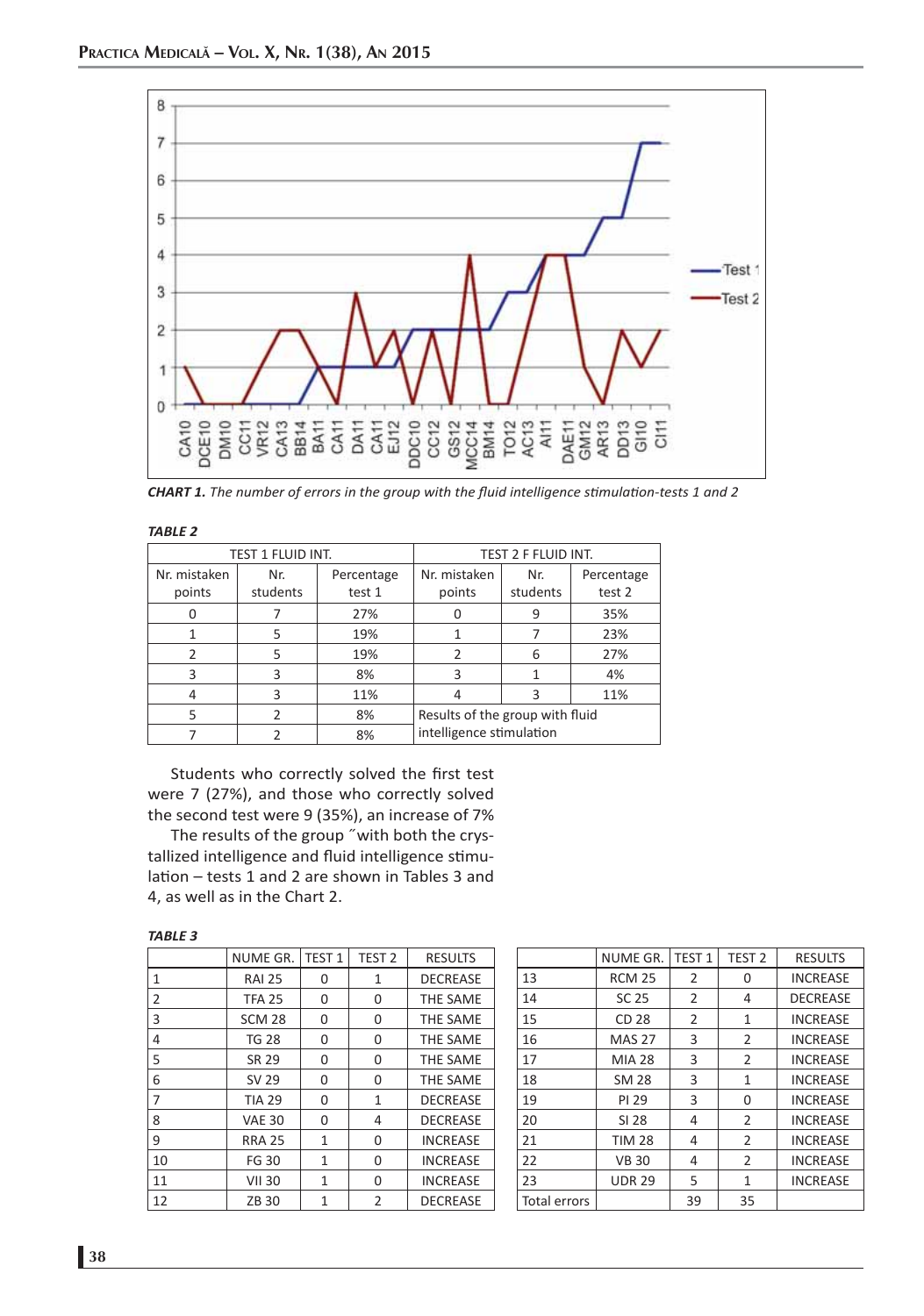*CHART 1. The number of errors in the group with the fluid intelligence stimulation-tests 1 and 2*

***TABLE 2***

| TEST 1 FLUID INT. | | | TEST 2 F FLUID INT. | | |
|---|---|---|---|---|---|
| Nr. mistaken points | Nr. students | Percentage test 1 | Nr. mistaken points | Nr. students | Percentage test 2 |
| 0 | 7 | 27% | 0 | 9 | 35% |
| 1 | 5 | 19% | 1 | 7 | 23% |
| 2 | 5 | 19% | 2 | 6 | 27% |
| 3 | 3 | 8% | 3 | 1 | 4% |
| 4 | 3 | 11% | 4 | 3 | 11% |
| 5 | 2 | 8% | Results of the group with fluid intelligence stimulation | | |
| 7 | 2 | 8% | | | |

Students who correctly solved the first test were 7 (27%), and those who correctly solved the second test were 9 (35%), an increase of 7%

The results of the group ˝with both the crystallized intelligence and fluid intelligence stimulation – tests 1 and 2 are shown in Tables 3 and 4, as well as in the Chart 2.

***TABLE 3***

| | NUME GR. | TEST 1 | TEST 2 | RESULTS |
|---|---|---|---|---|
| 1 | RAI 25 | 0 | 1 | DECREASE |
| 2 | TFA 25 | 0 | 0 | THE SAME |
| 3 | SCM 28 | 0 | 0 | THE SAME |
| 4 | TG 28 | 0 | 0 | THE SAME |
| 5 | SR 29 | 0 | 0 | THE SAME |
| 6 | SV 29 | 0 | 0 | THE SAME |
| 7 | TIA 29 | 0 | 1 | DECREASE |
| 8 | VAE 30 | 0 | 4 | DECREASE |
| 9 | RRA 25 | 1 | 0 | INCREASE |
| 10 | FG 30 | 1 | 0 | INCREASE |
| 11 | VII 30 | 1 | 0 | INCREASE |
| 12 | ZB 30 | 1 | 2 | DECREASE |
| 13 | RCM 25 | 2 | 0 | INCREASE |
| 14 | SC 25 | 2 | 4 | DECREASE |
| 15 | CD 28 | 2 | 1 | INCREASE |
| 16 | MAS 27 | 3 | 2 | INCREASE |
| 17 | MIA 28 | 3 | 2 | INCREASE |
| 18 | SM 28 | 3 | 1 | INCREASE |
| 19 | PI 29 | 3 | 0 | INCREASE |
| 20 | SI 28 | 4 | 2 | INCREASE |
| 21 | TIM 28 | 4 | 2 | INCREASE |
| 22 | VB 30 | 4 | 2 | INCREASE |
| 23 | UDR 29 | 5 | 1 | INCREASE |
| Total errors | | 39 | 35 | |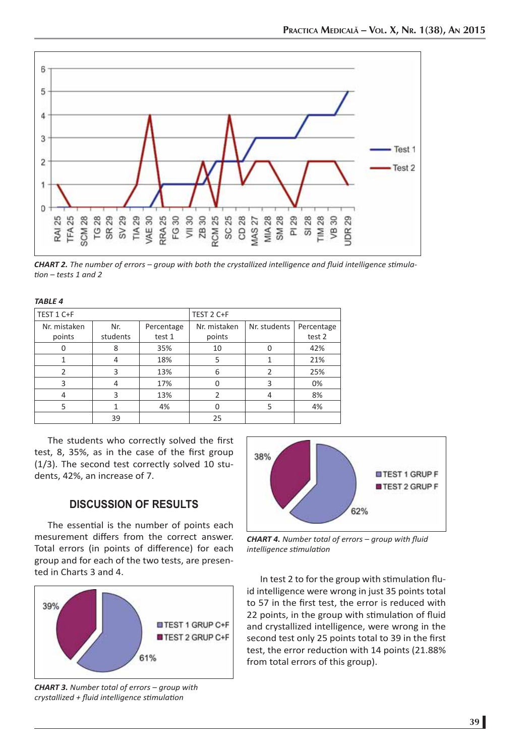**CHART 2.** *The number of errors – group with both the crystallized intelligence and fluid intelligence stimulation – tests 1 and 2*

***TABLE 4***

| TEST 1 C+F | | | TEST 2 C+F | | |
|---|---|---|---|---|---|
| Nr. mistaken points | Nr. students | Percentage test 1 | Nr. mistaken points | Nr. students | Percentage test 2 |
| 0 | 8 | 35% | 10 | 0 | 42% |
| 1 | 4 | 18% | 5 | 1 | 21% |
| 2 | 3 | 13% | 6 | 2 | 25% |
| 3 | 4 | 17% | 0 | 3 | 0% |
| 4 | 3 | 13% | 2 | 4 | 8% |
| 5 | 1 | 4% | 0 | 5 | 4% |
| | 39 | | 25 | | |

The students who correctly solved the first test, 8, 35%, as in the case of the first group (1/3). The second test correctly solved 10 students, 42%, an increase of 7.

## DISCUSSION OF RESULTS

The essential is the number of points each mesurement differs from the correct answer. Total errors (in points of difference) for each group and for each of the two tests, are presented in Charts 3 and 4.

**CHART 3.** *Number total of errors – group with crystallized + fluid intelligence stimulation*

**CHART 4.** *Number total of errors – group with fluid intelligence stimulation*

In test 2 to for the group with stimulation fluid intelligence were wrong in just 35 points total to 57 in the first test, the error is reduced with 22 points, in the group with stimulation of fluid and crystallized intelligence, were wrong in the second test only 25 points total to 39 in the first test, the error reduction with 14 points (21.88% from total errors of this group).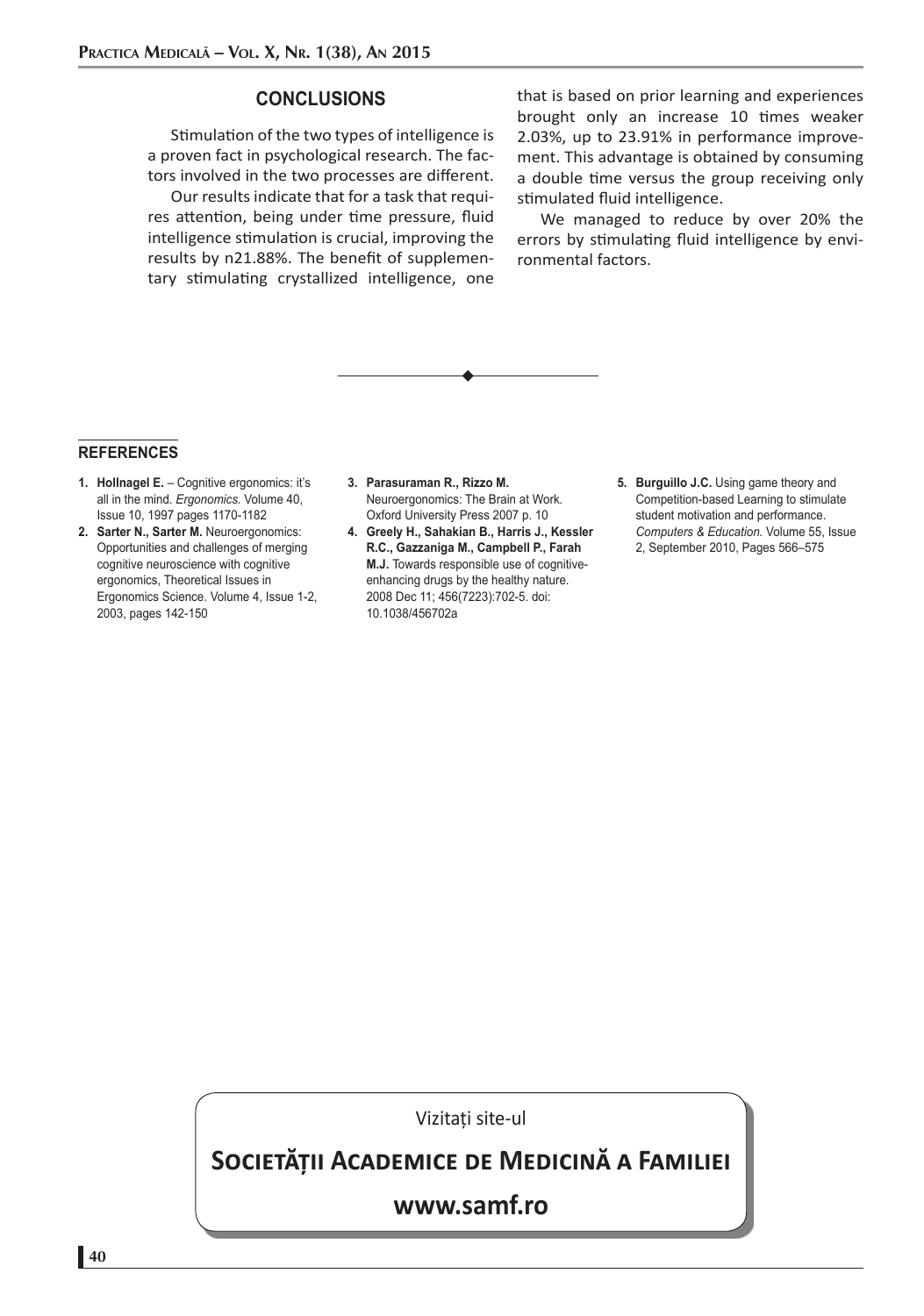## CONCLUSIONS

Stimulation of the two types of intelligence is a proven fact in psychological research. The factors involved in the two processes are different.

Our results indicate that for a task that requires attention, being under time pressure, fluid intelligence stimulation is crucial, improving the results by n21.88%. The benefit of supplementary stimulating crystallized intelligence, one that is based on prior learning and experiences brought only an increase 10 times weaker 2.03%, up to 23.91% in performance improvement. This advantage is obtained by consuming a double time versus the group receiving only stimulated fluid intelligence.

We managed to reduce by over 20% the errors by stimulating fluid intelligence by environmental factors.

## REFERENCES

1. **Hollnagel E.** – Cognitive ergonomics: it's all in the mind. *Ergonomics.* Volume 40, Issue 10, 1997 pages 1170-1182
2. **Sarter N., Sarter M.** Neuroergonomics: Opportunities and challenges of merging cognitive neuroscience with cognitive ergonomics, Theoretical Issues in Ergonomics Science. Volume 4, Issue 1-2, 2003, pages 142-150
3. **Parasuraman R., Rizzo M.** Neuroergonomics: The Brain at Work. Oxford University Press 2007 p. 10
4. **Greely H., Sahakian B., Harris J., Kessler R.C., Gazzaniga M., Campbell P., Farah M.J.** Towards responsible use of cognitive-enhancing drugs by the healthy nature. 2008 Dec 11; 456(7223):702-5. doi: 10.1038/456702a
5. **Burguillo J.C.** Using game theory and Competition-based Learning to stimulate student motivation and performance. *Computers & Education.* Volume 55, Issue 2, September 2010, Pages 566–575

Vizitați site-ul

**Societății Academice de Medicină a Familiei**

**www.samf.ro**